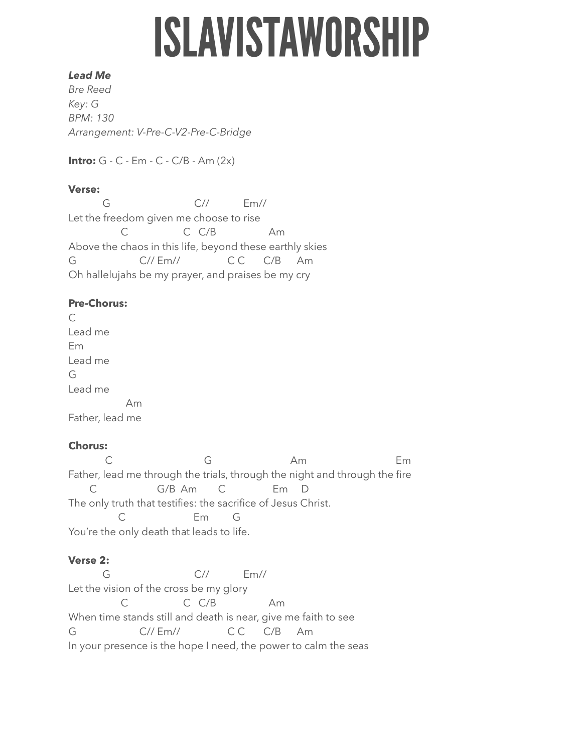// ISLAVISTAWORSHIP

***Lead Me***
*Bre Reed*
*Key: G*
*BPM: 130*
*Arrangement: V-Pre-C-V2-Pre-C-Bridge*

**Intro:** G - C - Em - C - C/B - Am (2x)

**Verse:**

```
         G                        C//          Em//
Let the freedom given me choose to rise
              C                  C   C/B                Am
Above the chaos in this life, beyond these earthly skies
G                   C// Em//              C C      C/B     Am
Oh hallelujahs be my prayer, and praises be my cry
```

**Pre-Chorus:**

```
C
Lead me
Em
Lead me
G
Lead me
               Am
Father, lead me
```

**Chorus:**

```
          C                          G                        Am                           Em
Father, lead me through the trials, through the night and through the fire
      C                 G/B  Am       C              Em     D
The only truth that testifies: the sacrifice of Jesus Christ.
             C                    Em       G
You're the only death that leads to life.
```

**Verse 2:**

```
         G                        C//          Em//
Let the vision of the cross be my glory
              C                  C  C/B                Am
When time stands still and death is near, give me faith to see
G                   C// Em//              C C      C/B     Am
In your presence is the hope I need, the power to calm the seas
```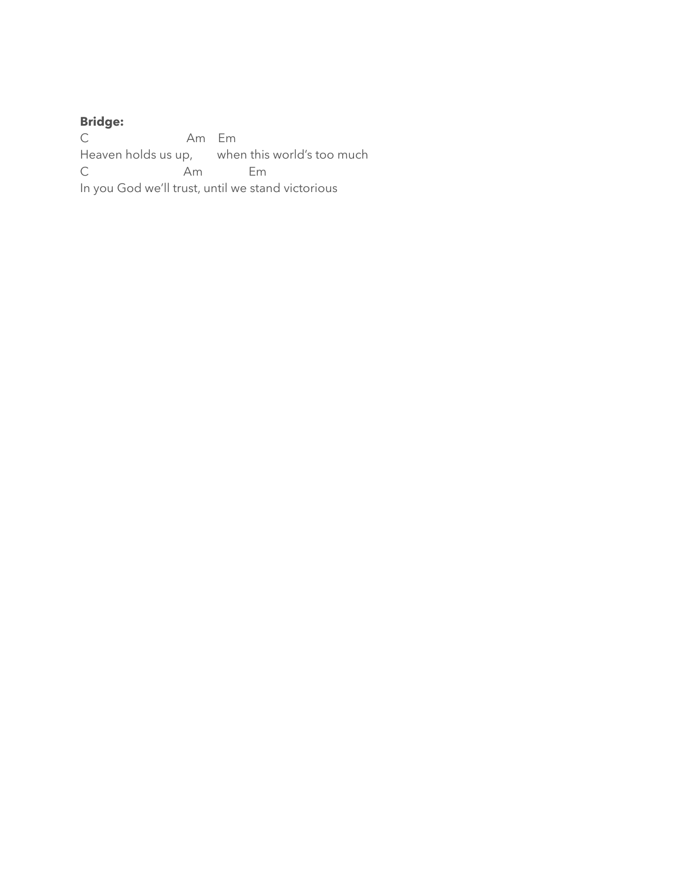**Bridge:**

```
C                          Am    Em
Heaven holds us up,        when this world’s too much
C                          Am            Em
In you God we’ll trust, until we stand victorious
```